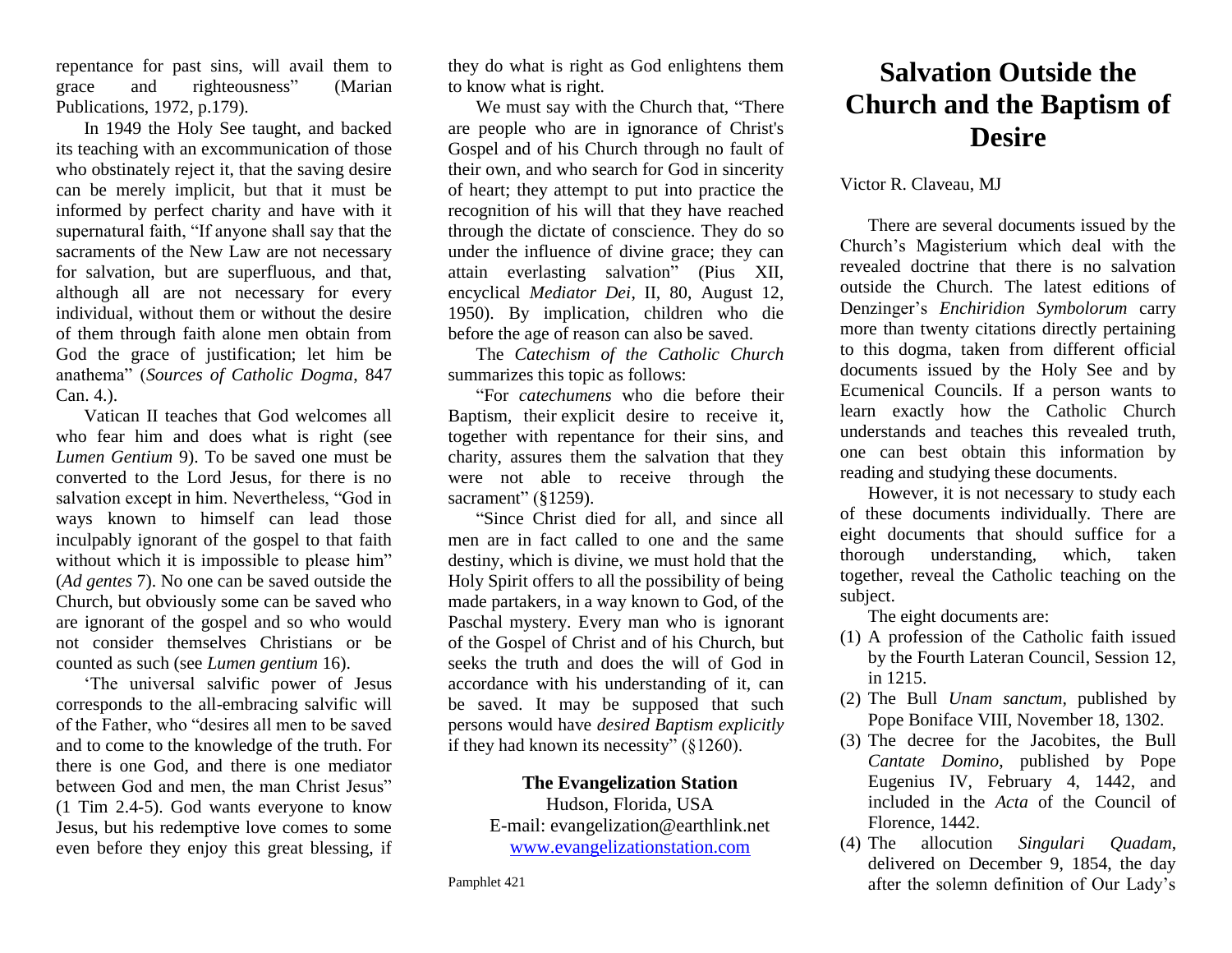repentance for past sins, will avail them to grace and righteousness" (Marian Publications, 1972, p.179).

In 1949 the Holy See taught, and backed its teaching with an excommunication of those who obstinately reject it, that the saving desire can be merely implicit, but that it must be informed by perfect charity and have with it supernatural faith, "If anyone shall say that the sacraments of the New Law are not necessary for salvation, but are superfluous, and that, although all are not necessary for every individual, without them or without the desire of them through faith alone men obtain from God the grace of justification; let him be anathema" (*Sources of Catholic Dogma*, 847 Can. 4.).

Vatican II teaches that God welcomes all who fear him and does what is right (see *Lumen Gentium* 9). To be saved one must be converted to the Lord Jesus, for there is no salvation except in him. Nevertheless, "God in ways known to himself can lead those inculpably ignorant of the gospel to that faith without which it is impossible to please him" (*Ad gentes* 7). No one can be saved outside the Church, but obviously some can be saved who are ignorant of the gospel and so who would not consider themselves Christians or be counted as such (see *Lumen gentium* 16).

'The universal salvific power of Jesus corresponds to the all-embracing salvific will of the Father, who "desires all men to be saved and to come to the knowledge of the truth. For there is one God, and there is one mediator between God and men, the man Christ Jesus" (1 Tim 2.4-5). God wants everyone to know Jesus, but his redemptive love comes to some even before they enjoy this great blessing, if they do what is right as God enlightens them to know what is right.

We must say with the Church that, "There are people who are in ignorance of Christ's Gospel and of his Church through no fault of their own, and who search for God in sincerity of heart; they attempt to put into practice the recognition of his will that they have reached through the dictate of conscience. They do so under the influence of divine grace; they can attain everlasting salvation" (Pius XII, encyclical *Mediator Dei*, II, 80, August 12, 1950). By implication, children who die before the age of reason can also be saved.

The *Catechism of the Catholic Church* summarizes this topic as follows:

"For *catechumens* who die before their Baptism, their explicit desire to receive it, together with repentance for their sins, and charity, assures them the salvation that they were not able to receive through the sacrament" (§1259).

"Since Christ died for all, and since all men are in fact called to one and the same destiny, which is divine, we must hold that the Holy Spirit offers to all the possibility of being made partakers, in a way known to God, of the Paschal mystery. Every man who is ignorant of the Gospel of Christ and of his Church, but seeks the truth and does the will of God in accordance with his understanding of it, can be saved. It may be supposed that such persons would have *desired Baptism explicitly* if they had known its necessity" (§1260).

**The Evangelization Station**
Hudson, Florida, USA
E-mail: evangelization@earthlink.net
www.evangelizationstation.com

Pamphlet 421

# Salvation Outside the Church and the Baptism of Desire

Victor R. Claveau, MJ

There are several documents issued by the Church's Magisterium which deal with the revealed doctrine that there is no salvation outside the Church. The latest editions of Denzinger's *Enchiridion Symbolorum* carry more than twenty citations directly pertaining to this dogma, taken from different official documents issued by the Holy See and by Ecumenical Councils. If a person wants to learn exactly how the Catholic Church understands and teaches this revealed truth, one can best obtain this information by reading and studying these documents.

However, it is not necessary to study each of these documents individually. There are eight documents that should suffice for a thorough understanding, which, taken together, reveal the Catholic teaching on the subject.

The eight documents are:

(1) A profession of the Catholic faith issued by the Fourth Lateran Council, Session 12, in 1215.
(2) The Bull *Unam sanctum*, published by Pope Boniface VIII, November 18, 1302.
(3) The decree for the Jacobites, the Bull *Cantate Domino*, published by Pope Eugenius IV, February 4, 1442, and included in the *Acta* of the Council of Florence, 1442.
(4) The allocution *Singulari Quadam*, delivered on December 9, 1854, the day after the solemn definition of Our Lady's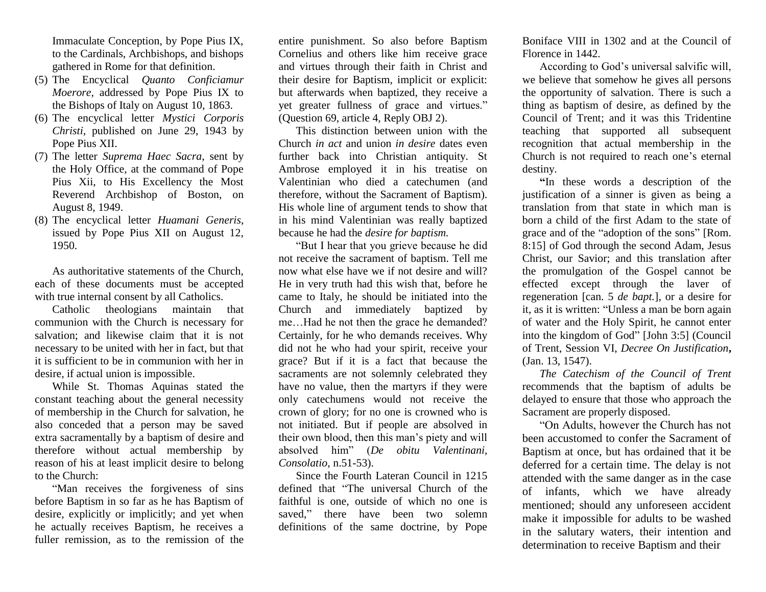Immaculate Conception, by Pope Pius IX, to the Cardinals, Archbishops, and bishops gathered in Rome for that definition.

(5) The Encyclical *Quanto Conficiamur Moerore*, addressed by Pope Pius IX to the Bishops of Italy on August 10, 1863.
(6) The encyclical letter *Mystici Corporis Christi*, published on June 29, 1943 by Pope Pius XII.
(7) The letter *Suprema Haec Sacra*, sent by the Holy Office, at the command of Pope Pius Xii, to His Excellency the Most Reverend Archbishop of Boston, on August 8, 1949.
(8) The encyclical letter *Huamani Generis*, issued by Pope Pius XII on August 12, 1950.

As authoritative statements of the Church, each of these documents must be accepted with true internal consent by all Catholics.

Catholic theologians maintain that communion with the Church is necessary for salvation; and likewise claim that it is not necessary to be united with her in fact, but that it is sufficient to be in communion with her in desire, if actual union is impossible.

While St. Thomas Aquinas stated the constant teaching about the general necessity of membership in the Church for salvation, he also conceded that a person may be saved extra sacramentally by a baptism of desire and therefore without actual membership by reason of his at least implicit desire to belong to the Church:

"Man receives the forgiveness of sins before Baptism in so far as he has Baptism of desire, explicitly or implicitly; and yet when he actually receives Baptism, he receives a fuller remission, as to the remission of the entire punishment. So also before Baptism Cornelius and others like him receive grace and virtues through their faith in Christ and their desire for Baptism, implicit or explicit: but afterwards when baptized, they receive a yet greater fullness of grace and virtues." (Question 69, article 4, Reply OBJ 2).

This distinction between union with the Church *in act* and union *in desire* dates even further back into Christian antiquity. St Ambrose employed it in his treatise on Valentinian who died a catechumen (and therefore, without the Sacrament of Baptism). His whole line of argument tends to show that in his mind Valentinian was really baptized because he had the *desire for baptism.*

"But I hear that you grieve because he did not receive the sacrament of baptism. Tell me now what else have we if not desire and will? He in very truth had this wish that, before he came to Italy, he should be initiated into the Church and immediately baptized by me…Had he not then the grace he demanded? Certainly, for he who demands receives. Why did not he who had your spirit, receive your grace? But if it is a fact that because the sacraments are not solemnly celebrated they have no value, then the martyrs if they were only catechumens would not receive the crown of glory; for no one is crowned who is not initiated. But if people are absolved in their own blood, then this man's piety and will absolved him" (*De obitu Valentinani, Consolatio*, n.51-53).

Since the Fourth Lateran Council in 1215 defined that "The universal Church of the faithful is one, outside of which no one is saved," there have been two solemn definitions of the same doctrine, by Pope Boniface VIII in 1302 and at the Council of Florence in 1442.

According to God's universal salvific will, we believe that somehow he gives all persons the opportunity of salvation. There is such a thing as baptism of desire, as defined by the Council of Trent; and it was this Tridentine teaching that supported all subsequent recognition that actual membership in the Church is not required to reach one's eternal destiny.

**"**In these words a description of the justification of a sinner is given as being a translation from that state in which man is born a child of the first Adam to the state of grace and of the "adoption of the sons" [Rom. 8:15] of God through the second Adam, Jesus Christ, our Savior; and this translation after the promulgation of the Gospel cannot be effected except through the laver of regeneration [can. 5 *de bapt.*], or a desire for it, as it is written: "Unless a man be born again of water and the Holy Spirit, he cannot enter into the kingdom of God" [John 3:5] (Council of Trent, Session VI, *Decree On Justification***,** (Jan. 13, 1547).

*The Catechism of the Council of Trent* recommends that the baptism of adults be delayed to ensure that those who approach the Sacrament are properly disposed.

"On Adults, however the Church has not been accustomed to confer the Sacrament of Baptism at once, but has ordained that it be deferred for a certain time. The delay is not attended with the same danger as in the case of infants, which we have already mentioned; should any unforeseen accident make it impossible for adults to be washed in the salutary waters, their intention and determination to receive Baptism and their